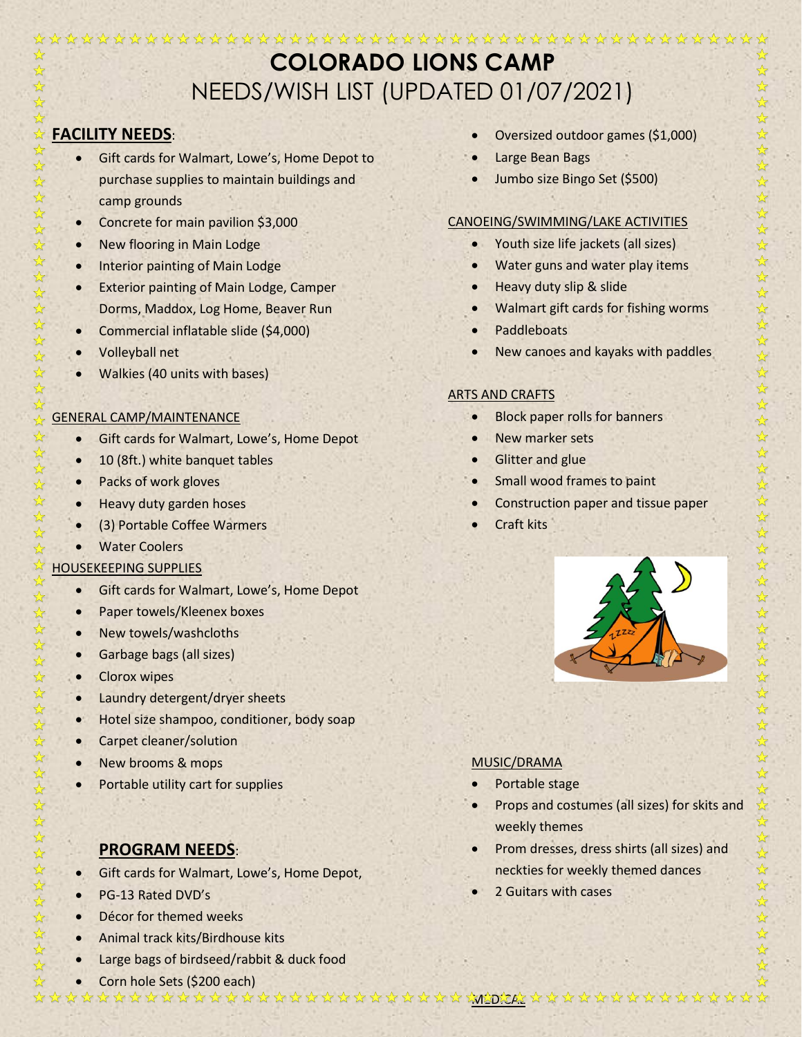# COLORADO LIONS CAMP

## NEEDS/WISH LIST (UPDATED 01/07/2021)

## FACILITY NEEDS:

- Gift cards for Walmart, Lowe's, Home Depot to purchase supplies to maintain buildings and camp grounds
- Concrete for main pavilion $3,000
- New flooring in Main Lodge
- Interior painting of Main Lodge
- Exterior painting of Main Lodge, Camper Dorms, Maddox, Log Home, Beaver Run
- Commercial inflatable slide ($4,000)
- Volleyball net
- Walkies (40 units with bases)

### GENERAL CAMP/MAINTENANCE

- Gift cards for Walmart, Lowe's, Home Depot
- 10 (8ft.) white banquet tables
- Packs of work gloves
- Heavy duty garden hoses
- (3) Portable Coffee Warmers
- Water Coolers

### HOUSEKEEPING SUPPLIES

- Gift cards for Walmart, Lowe's, Home Depot
- Paper towels/Kleenex boxes
- New towels/washcloths
- Garbage bags (all sizes)
- Clorox wipes
- Laundry detergent/dryer sheets
- Hotel size shampoo, conditioner, body soap
- Carpet cleaner/solution
- New brooms & mops
- Portable utility cart for supplies

## PROGRAM NEEDS:

- Gift cards for Walmart, Lowe's, Home Depot,
- PG-13 Rated DVD's
- Décor for themed weeks
- Animal track kits/Birdhouse kits
- Large bags of birdseed/rabbit & duck food
- Corn hole Sets ($200 each)
- Oversized outdoor games ($1,000)
- Large Bean Bags
- Jumbo size Bingo Set ($500)

### CANOEING/SWIMMING/LAKE ACTIVITIES

- Youth size life jackets (all sizes)
- Water guns and water play items
- Heavy duty slip & slide
- Walmart gift cards for fishing worms
- Paddleboats
- New canoes and kayaks with paddles

### ARTS AND CRAFTS

- Block paper rolls for banners
- New marker sets
- Glitter and glue
- Small wood frames to paint
- Construction paper and tissue paper
- Craft kits

### MUSIC/DRAMA

- Portable stage
- Props and costumes (all sizes) for skits and weekly themes
- Prom dresses, dress shirts (all sizes) and neckties for weekly themed dances
- 2 Guitars with cases

### MEDICAL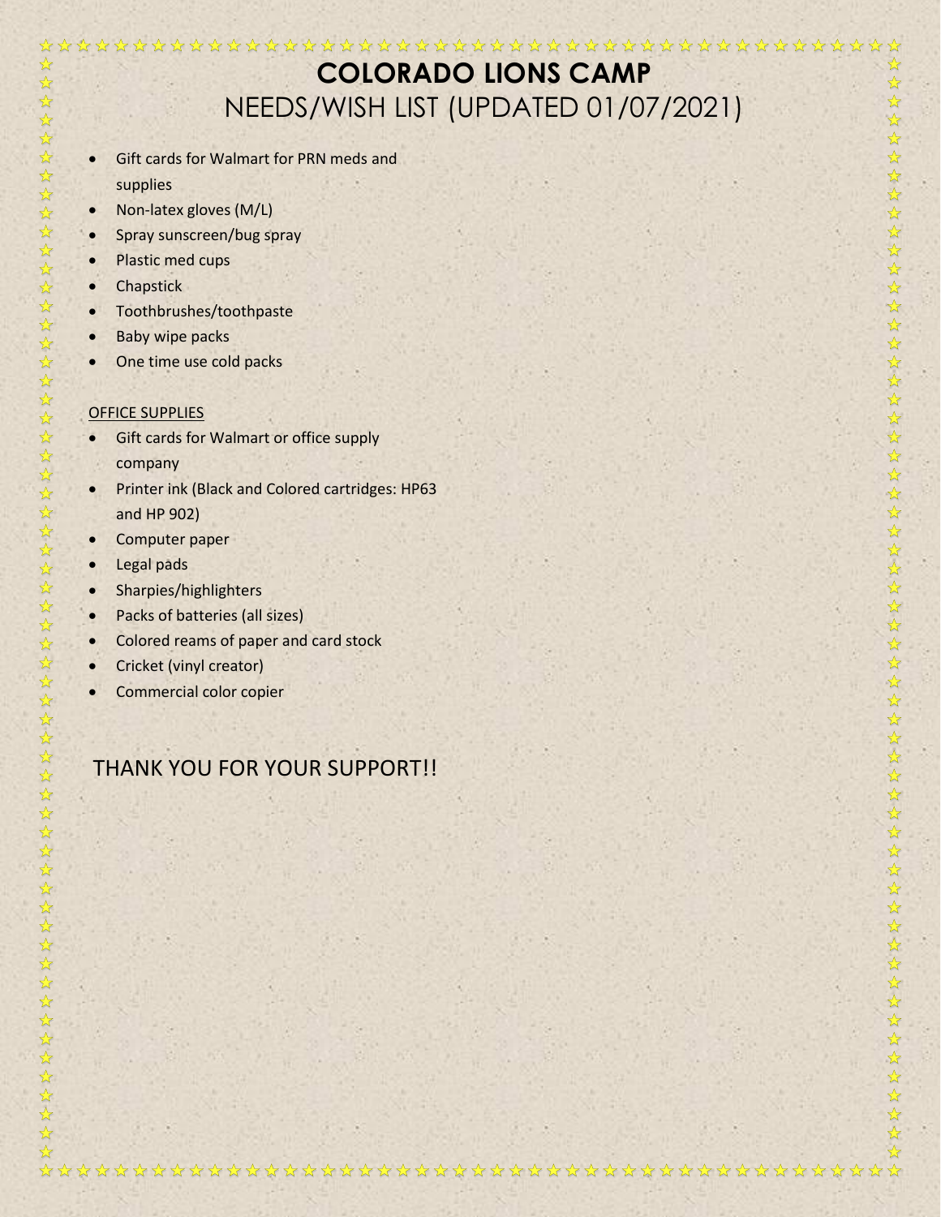# COLORADO LIONS CAMP

## NEEDS/WISH LIST (UPDATED 01/07/2021)

- Gift cards for Walmart for PRN meds and supplies
- Non-latex gloves (M/L)
- Spray sunscreen/bug spray
- Plastic med cups
- Chapstick
- Toothbrushes/toothpaste
- Baby wipe packs
- One time use cold packs

OFFICE SUPPLIES

- Gift cards for Walmart or office supply company
- Printer ink (Black and Colored cartridges: HP63 and HP 902)
- Computer paper
- Legal pads
- Sharpies/highlighters
- Packs of batteries (all sizes)
- Colored reams of paper and card stock
- Cricket (vinyl creator)
- Commercial color copier

THANK YOU FOR YOUR SUPPORT!!